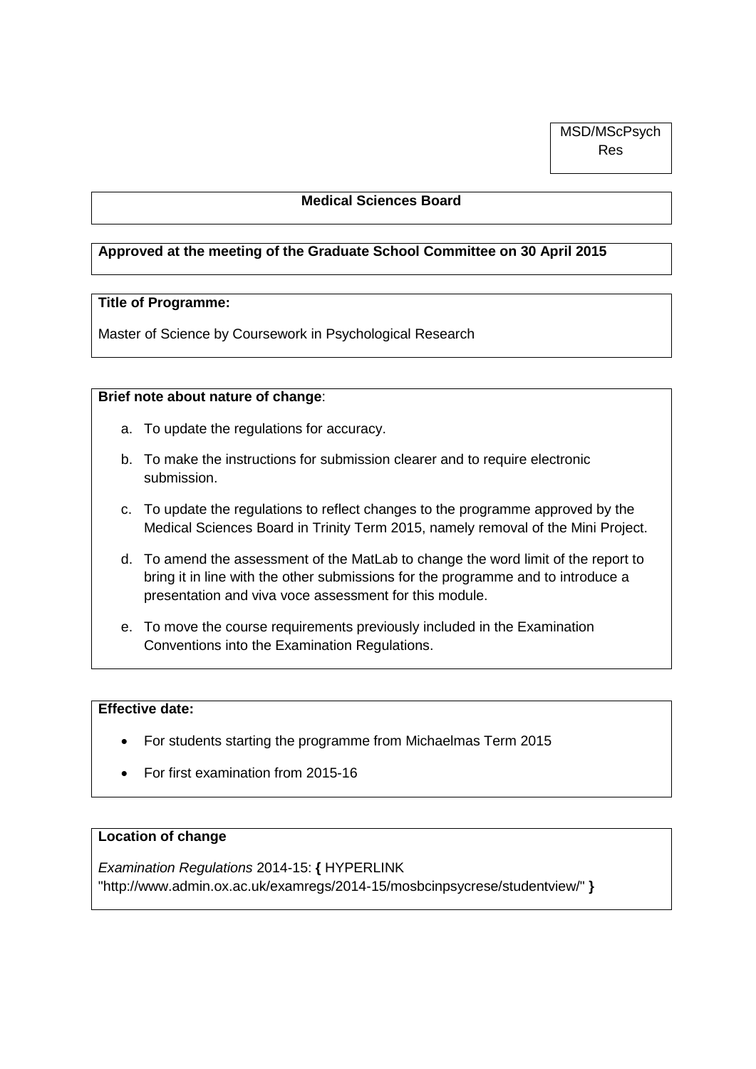MSD/MScPsych Res

**Medical Sciences Board**

**Approved at the meeting of the Graduate School Committee on 30 April 2015**

**Title of Programme:**

Master of Science by Coursework in Psychological Research

**Brief note about nature of change**:

a. To update the regulations for accuracy.

b. To make the instructions for submission clearer and to require electronic submission.

c. To update the regulations to reflect changes to the programme approved by the Medical Sciences Board in Trinity Term 2015, namely removal of the Mini Project.

d. To amend the assessment of the MatLab to change the word limit of the report to bring it in line with the other submissions for the programme and to introduce a presentation and viva voce assessment for this module.

e. To move the course requirements previously included in the Examination Conventions into the Examination Regulations.

**Effective date:**

- For students starting the programme from Michaelmas Term 2015
- For first examination from 2015-16

**Location of change**

*Examination Regulations* 2014-15: **{** HYPERLINK "http://www.admin.ox.ac.uk/examregs/2014-15/mosbcinpsycrese/studentview/" **}**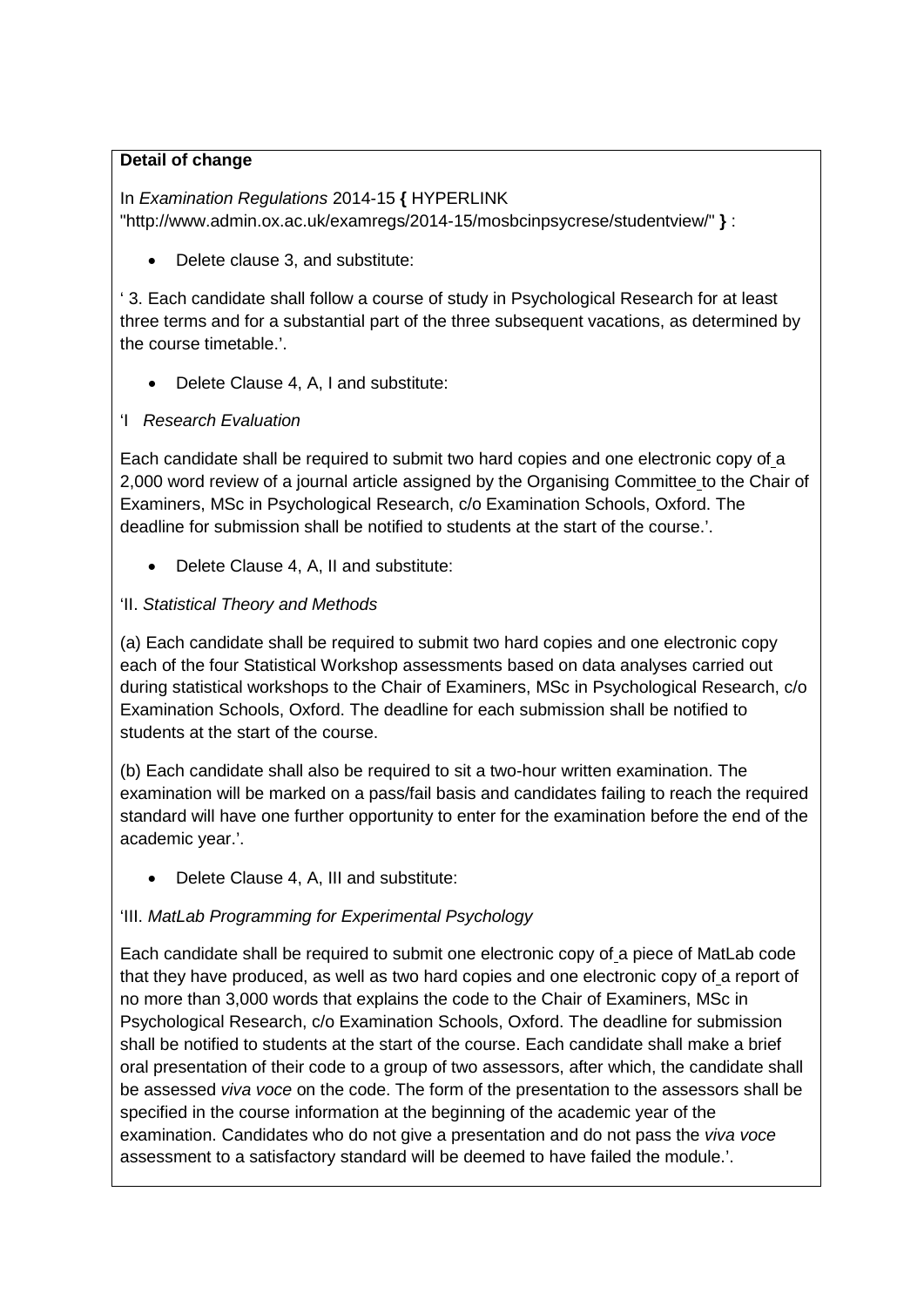**Detail of change**

In *Examination Regulations* 2014-15 **{** HYPERLINK "http://www.admin.ox.ac.uk/examregs/2014-15/mosbcinpsycrese/studentview/" **}** :

- Delete clause 3, and substitute:

' 3. Each candidate shall follow a course of study in Psychological Research for at least three terms and for a substantial part of the three subsequent vacations, as determined by the course timetable.'.

- Delete Clause 4, A, I and substitute:

'I *Research Evaluation*

Each candidate shall be required to submit two hard copies and one electronic copy of a 2,000 word review of a journal article assigned by the Organising Committee to the Chair of Examiners, MSc in Psychological Research, c/o Examination Schools, Oxford. The deadline for submission shall be notified to students at the start of the course.'.

- Delete Clause 4, A, II and substitute:

'II. *Statistical Theory and Methods*

(a) Each candidate shall be required to submit two hard copies and one electronic copy each of the four Statistical Workshop assessments based on data analyses carried out during statistical workshops to the Chair of Examiners, MSc in Psychological Research, c/o Examination Schools, Oxford. The deadline for each submission shall be notified to students at the start of the course.

(b) Each candidate shall also be required to sit a two-hour written examination. The examination will be marked on a pass/fail basis and candidates failing to reach the required standard will have one further opportunity to enter for the examination before the end of the academic year.'.

- Delete Clause 4, A, III and substitute:

'III. *MatLab Programming for Experimental Psychology*

Each candidate shall be required to submit one electronic copy of a piece of MatLab code that they have produced, as well as two hard copies and one electronic copy of a report of no more than 3,000 words that explains the code to the Chair of Examiners, MSc in Psychological Research, c/o Examination Schools, Oxford. The deadline for submission shall be notified to students at the start of the course. Each candidate shall make a brief oral presentation of their code to a group of two assessors, after which, the candidate shall be assessed *viva voce* on the code. The form of the presentation to the assessors shall be specified in the course information at the beginning of the academic year of the examination. Candidates who do not give a presentation and do not pass the *viva voce* assessment to a satisfactory standard will be deemed to have failed the module.'.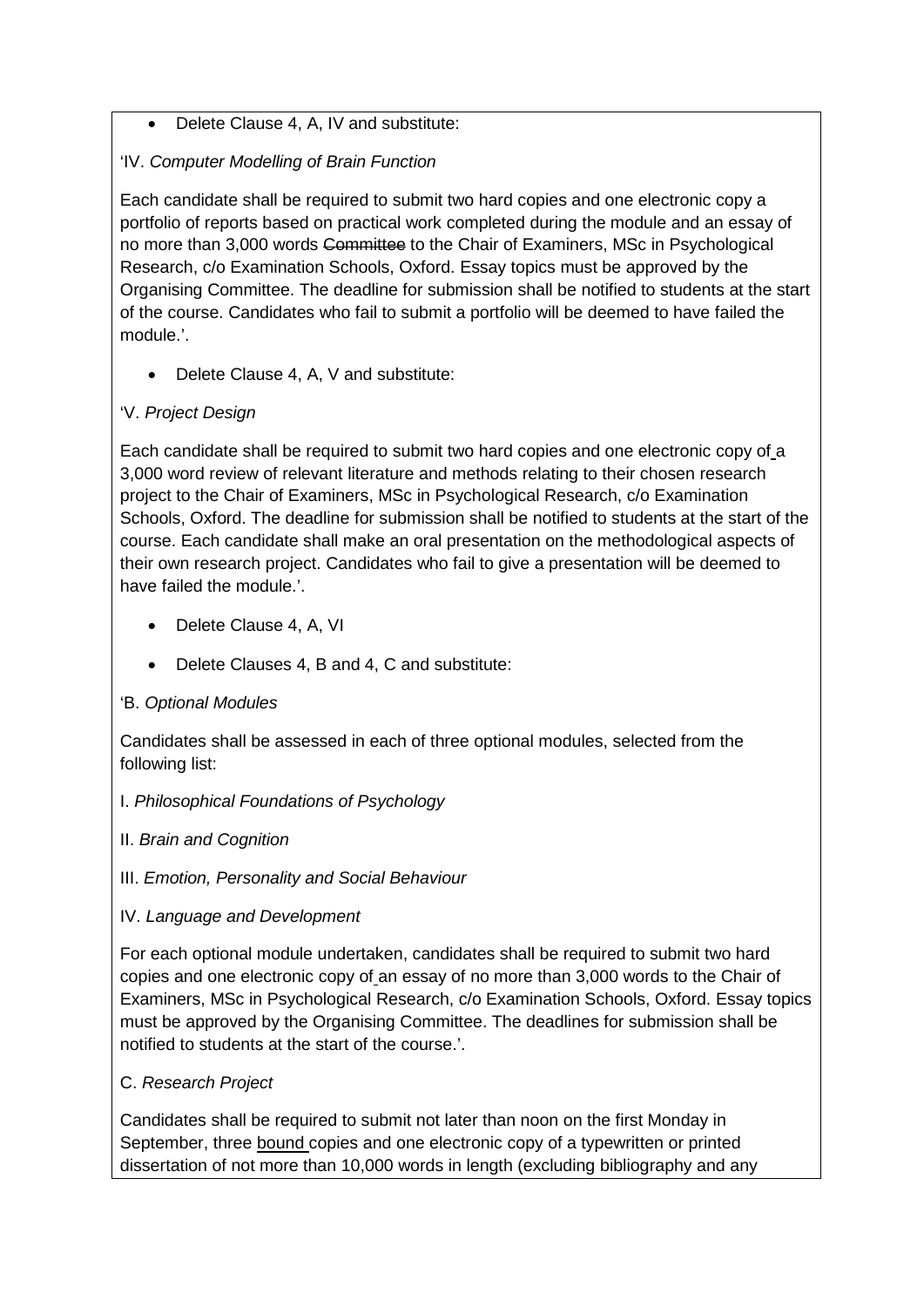- Delete Clause 4, A, IV and substitute:

'IV. *Computer Modelling of Brain Function*

Each candidate shall be required to submit two hard copies and one electronic copy a portfolio of reports based on practical work completed during the module and an essay of no more than 3,000 words ~~Committee~~ to the Chair of Examiners, MSc in Psychological Research, c/o Examination Schools, Oxford. Essay topics must be approved by the Organising Committee. The deadline for submission shall be notified to students at the start of the course. Candidates who fail to submit a portfolio will be deemed to have failed the module.'.

- Delete Clause 4, A, V and substitute:

'V. *Project Design*

Each candidate shall be required to submit two hard copies and one electronic copy of a 3,000 word review of relevant literature and methods relating to their chosen research project to the Chair of Examiners, MSc in Psychological Research, c/o Examination Schools, Oxford. The deadline for submission shall be notified to students at the start of the course. Each candidate shall make an oral presentation on the methodological aspects of their own research project. Candidates who fail to give a presentation will be deemed to have failed the module.'.

- Delete Clause 4, A, VI
- Delete Clauses 4, B and 4, C and substitute:

'B. *Optional Modules*

Candidates shall be assessed in each of three optional modules, selected from the following list:

I. *Philosophical Foundations of Psychology*

II. *Brain and Cognition*

III. *Emotion, Personality and Social Behaviour*

IV. *Language and Development*

For each optional module undertaken, candidates shall be required to submit two hard copies and one electronic copy of an essay of no more than 3,000 words to the Chair of Examiners, MSc in Psychological Research, c/o Examination Schools, Oxford. Essay topics must be approved by the Organising Committee. The deadlines for submission shall be notified to students at the start of the course.'.

C. *Research Project*

Candidates shall be required to submit not later than noon on the first Monday in September, three <u>bound</u> copies and one electronic copy of a typewritten or printed dissertation of not more than 10,000 words in length (excluding bibliography and any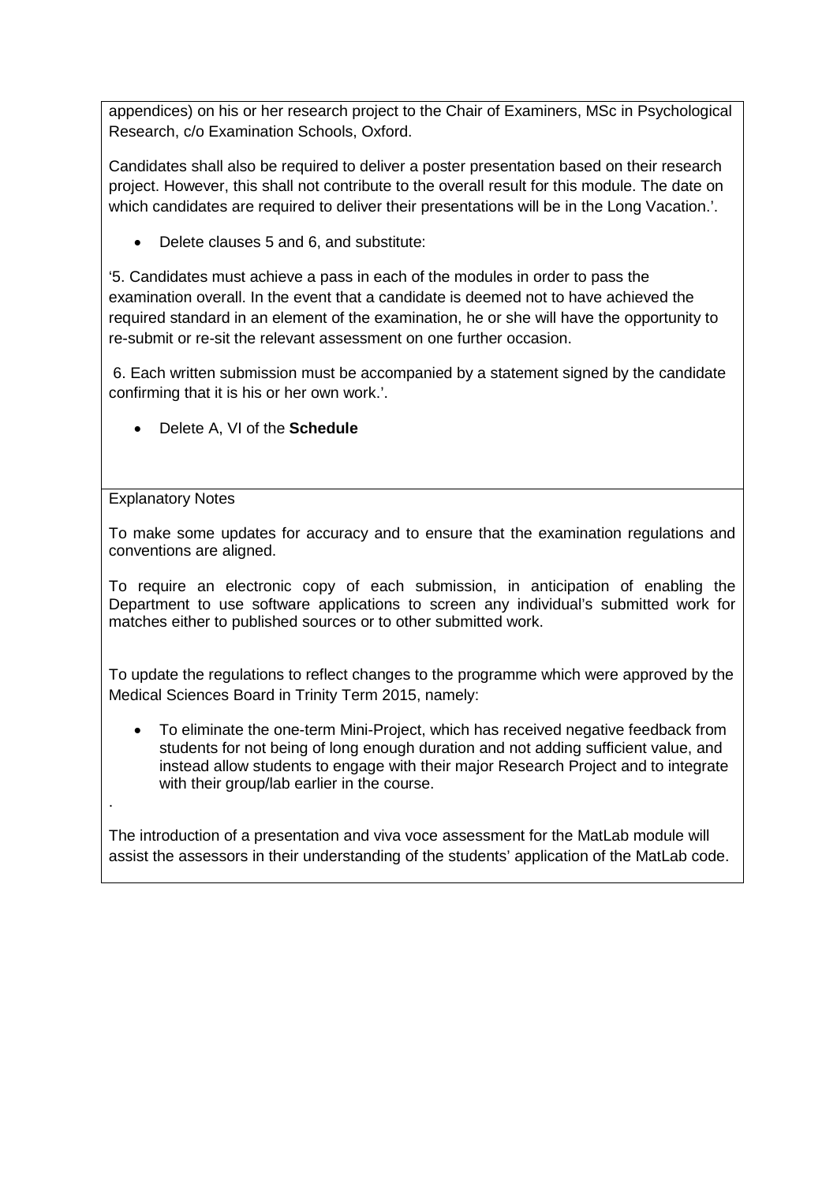appendices) on his or her research project to the Chair of Examiners, MSc in Psychological Research, c/o Examination Schools, Oxford.

Candidates shall also be required to deliver a poster presentation based on their research project. However, this shall not contribute to the overall result for this module. The date on which candidates are required to deliver their presentations will be in the Long Vacation.'.

- Delete clauses 5 and 6, and substitute:

'5. Candidates must achieve a pass in each of the modules in order to pass the examination overall. In the event that a candidate is deemed not to have achieved the required standard in an element of the examination, he or she will have the opportunity to re-submit or re-sit the relevant assessment on one further occasion.

6. Each written submission must be accompanied by a statement signed by the candidate confirming that it is his or her own work.'.

- Delete A, VI of the **Schedule**

Explanatory Notes

To make some updates for accuracy and to ensure that the examination regulations and conventions are aligned.

To require an electronic copy of each submission, in anticipation of enabling the Department to use software applications to screen any individual's submitted work for matches either to published sources or to other submitted work.

To update the regulations to reflect changes to the programme which were approved by the Medical Sciences Board in Trinity Term 2015, namely:

- To eliminate the one-term Mini-Project, which has received negative feedback from students for not being of long enough duration and not adding sufficient value, and instead allow students to engage with their major Research Project and to integrate with their group/lab earlier in the course.

.

The introduction of a presentation and viva voce assessment for the MatLab module will assist the assessors in their understanding of the students' application of the MatLab code.